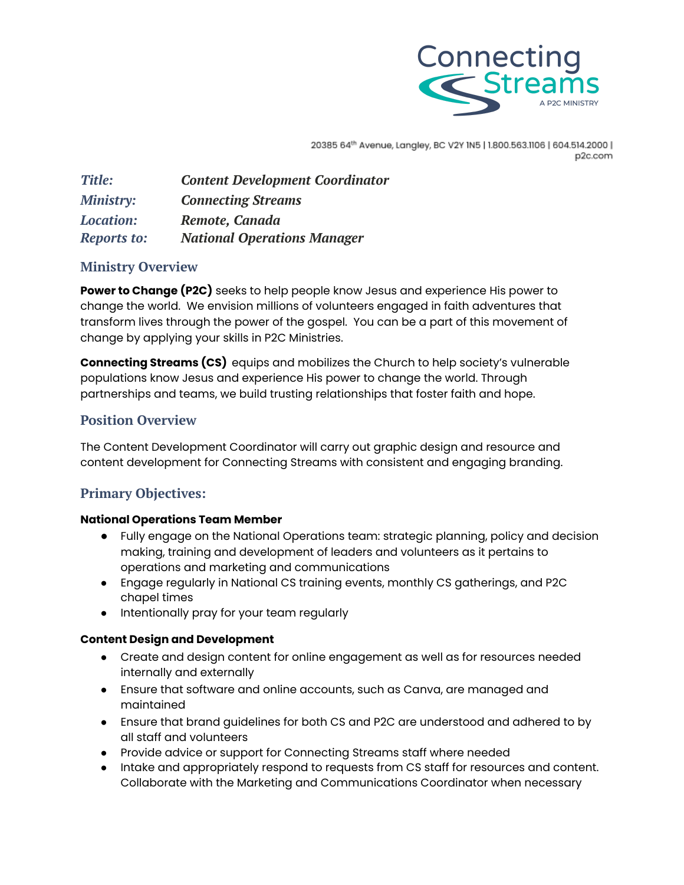Connecting Streams
A P2C MINISTRY

20385 64th Avenue, Langley, BC V2Y 1N5 | 1.800.563.1106 | 604.514.2000 | p2c.com

| | |
|---|---|
| ***Title:*** | ***Content Development Coordinator*** |
| ***Ministry:*** | ***Connecting Streams*** |
| ***Location:*** | ***Remote, Canada*** |
| ***Reports to:*** | ***National Operations Manager*** |

## Ministry Overview

**Power to Change (P2C)** seeks to help people know Jesus and experience His power to change the world. We envision millions of volunteers engaged in faith adventures that transform lives through the power of the gospel. You can be a part of this movement of change by applying your skills in P2C Ministries.

**Connecting Streams (CS)** equips and mobilizes the Church to help society's vulnerable populations know Jesus and experience His power to change the world. Through partnerships and teams, we build trusting relationships that foster faith and hope.

## Position Overview

The Content Development Coordinator will carry out graphic design and resource and content development for Connecting Streams with consistent and engaging branding.

## Primary Objectives:

**National Operations Team Member**

- Fully engage on the National Operations team: strategic planning, policy and decision making, training and development of leaders and volunteers as it pertains to operations and marketing and communications
- Engage regularly in National CS training events, monthly CS gatherings, and P2C chapel times
- Intentionally pray for your team regularly

**Content Design and Development**

- Create and design content for online engagement as well as for resources needed internally and externally
- Ensure that software and online accounts, such as Canva, are managed and maintained
- Ensure that brand guidelines for both CS and P2C are understood and adhered to by all staff and volunteers
- Provide advice or support for Connecting Streams staff where needed
- Intake and appropriately respond to requests from CS staff for resources and content. Collaborate with the Marketing and Communications Coordinator when necessary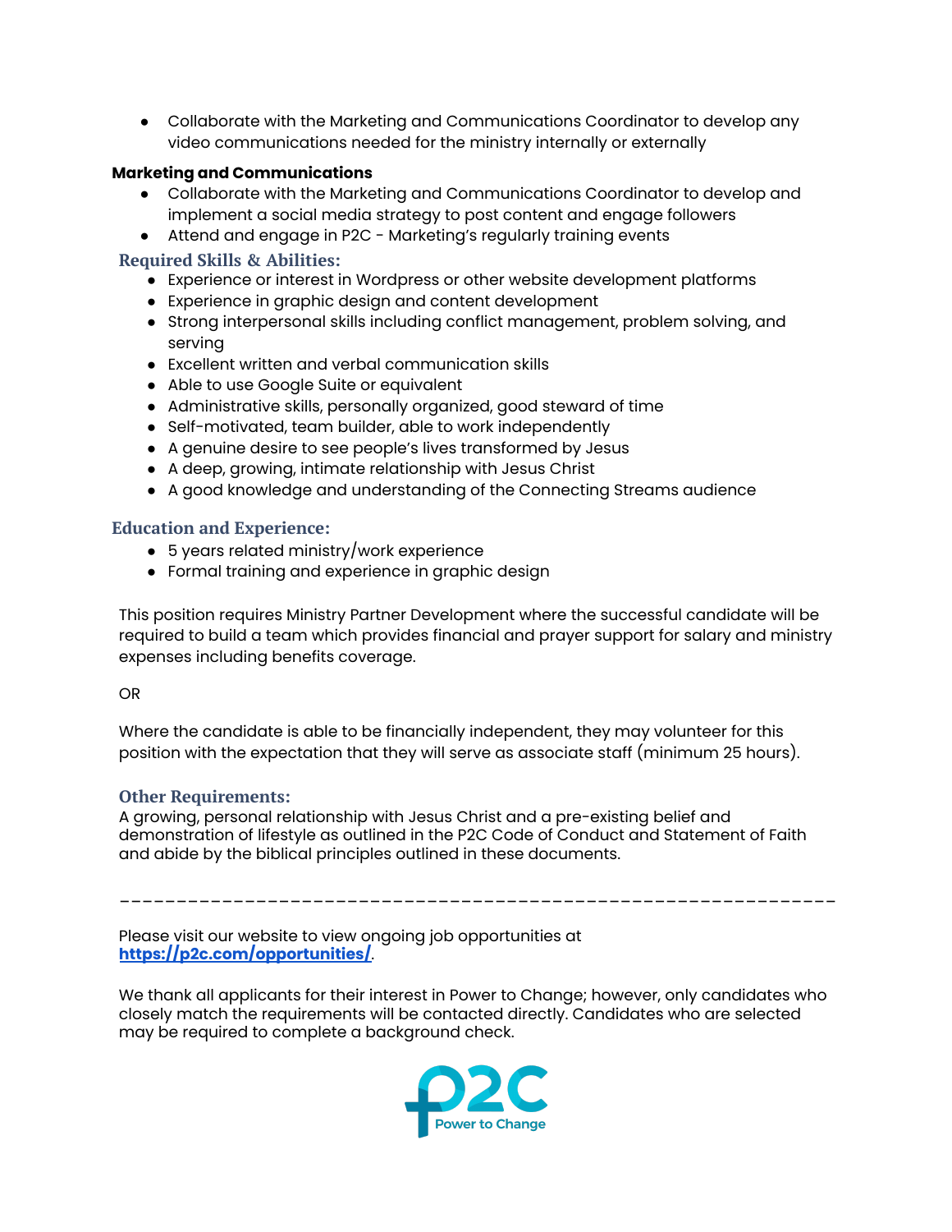- Collaborate with the Marketing and Communications Coordinator to develop any video communications needed for the ministry internally or externally

**Marketing and Communications**

- Collaborate with the Marketing and Communications Coordinator to develop and implement a social media strategy to post content and engage followers
- Attend and engage in P2C - Marketing's regularly training events

### Required Skills & Abilities:

- Experience or interest in Wordpress or other website development platforms
- Experience in graphic design and content development
- Strong interpersonal skills including conflict management, problem solving, and serving
- Excellent written and verbal communication skills
- Able to use Google Suite or equivalent
- Administrative skills, personally organized, good steward of time
- Self-motivated, team builder, able to work independently
- A genuine desire to see people's lives transformed by Jesus
- A deep, growing, intimate relationship with Jesus Christ
- A good knowledge and understanding of the Connecting Streams audience

### Education and Experience:

- 5 years related ministry/work experience
- Formal training and experience in graphic design

This position requires Ministry Partner Development where the successful candidate will be required to build a team which provides financial and prayer support for salary and ministry expenses including benefits coverage.

OR

Where the candidate is able to be financially independent, they may volunteer for this position with the expectation that they will serve as associate staff (minimum 25 hours).

### Other Requirements:

A growing, personal relationship with Jesus Christ and a pre-existing belief and demonstration of lifestyle as outlined in the P2C Code of Conduct and Statement of Faith and abide by the biblical principles outlined in these documents.

---

Please visit our website to view ongoing job opportunities at **https://p2c.com/opportunities/**.

We thank all applicants for their interest in Power to Change; however, only candidates who closely match the requirements will be contacted directly. Candidates who are selected may be required to complete a background check.

P2C Power to Change